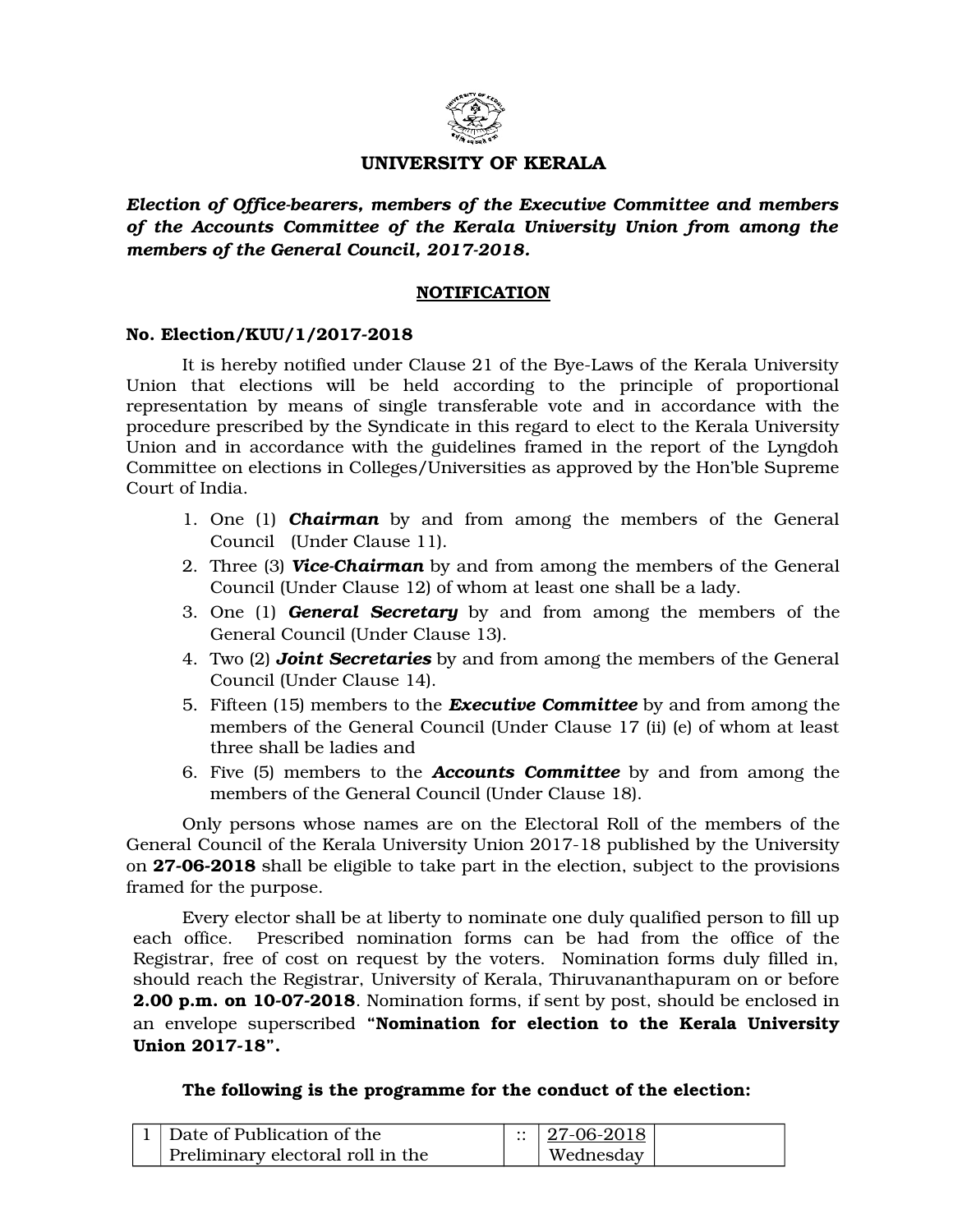# UNIVERSITY OF KERALA

***Election of Office-bearers, members of the Executive Committee and members of the Accounts Committee of the Kerala University Union from among the members of the General Council, 2017-2018.***

## NOTIFICATION

**No. Election/KUU/1/2017-2018**

It is hereby notified under Clause 21 of the Bye-Laws of the Kerala University Union that elections will be held according to the principle of proportional representation by means of single transferable vote and in accordance with the procedure prescribed by the Syndicate in this regard to elect to the Kerala University Union and in accordance with the guidelines framed in the report of the Lyngdoh Committee on elections in Colleges/Universities as approved by the Hon'ble Supreme Court of India.

1. One (1) ***Chairman*** by and from among the members of the General Council (Under Clause 11).
2. Three (3) ***Vice-Chairman*** by and from among the members of the General Council (Under Clause 12) of whom at least one shall be a lady.
3. One (1) ***General Secretary*** by and from among the members of the General Council (Under Clause 13).
4. Two (2) ***Joint Secretaries*** by and from among the members of the General Council (Under Clause 14).
5. Fifteen (15) members to the ***Executive Committee*** by and from among the members of the General Council (Under Clause 17 (ii) (e) of whom at least three shall be ladies and
6. Five (5) members to the ***Accounts Committee*** by and from among the members of the General Council (Under Clause 18).

Only persons whose names are on the Electoral Roll of the members of the General Council of the Kerala University Union 2017-18 published by the University on **27-06-2018** shall be eligible to take part in the election, subject to the provisions framed for the purpose.

Every elector shall be at liberty to nominate one duly qualified person to fill up each office. Prescribed nomination forms can be had from the office of the Registrar, free of cost on request by the voters. Nomination forms duly filled in, should reach the Registrar, University of Kerala, Thiruvananthapuram on or before **2.00 p.m. on 10-07-2018**. Nomination forms, if sent by post, should be enclosed in an envelope superscribed **"Nomination for election to the Kerala University Union 2017-18".**

**The following is the programme for the conduct of the election:**

| | | | | |
|---|---|---|---|---|
| 1 | Date of Publication of the Preliminary electoral roll in the | :: | 27-06-2018 Wednesday | |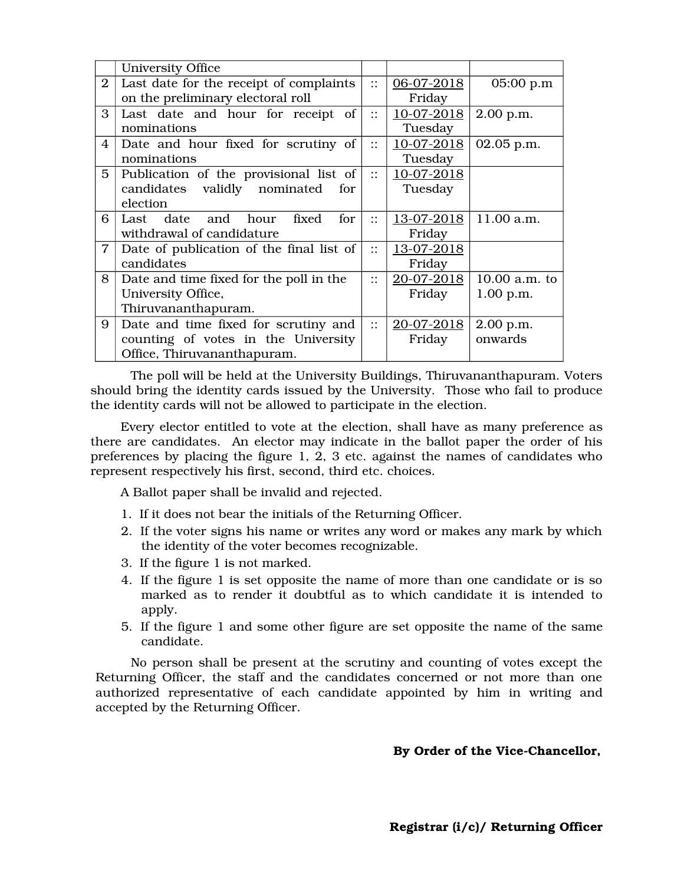| | | | | |
|---|---|---|---|---|
| | University Office | | | |
| 2 | Last date for the receipt of complaints on the preliminary electoral roll | :: | 06-07-2018 Friday | 05:00 p.m |
| 3 | Last date and hour for receipt of nominations | :: | 10-07-2018 Tuesday | 2.00 p.m. |
| 4 | Date and hour fixed for scrutiny of nominations | :: | 10-07-2018 Tuesday | 02.05 p.m. |
| 5 | Publication of the provisional list of candidates validly nominated for election | :: | 10-07-2018 Tuesday | |
| 6 | Last date and hour fixed for withdrawal of candidature | :: | 13-07-2018 Friday | 11.00 a.m. |
| 7 | Date of publication of the final list of candidates | :: | 13-07-2018 Friday | |
| 8 | Date and time fixed for the poll in the University Office, Thiruvananthapuram. | :: | 20-07-2018 Friday | 10.00 a.m. to 1.00 p.m. |
| 9 | Date and time fixed for scrutiny and counting of votes in the University Office, Thiruvananthapuram. | :: | 20-07-2018 Friday | 2.00 p.m. onwards |

The poll will be held at the University Buildings, Thiruvananthapuram. Voters should bring the identity cards issued by the University. Those who fail to produce the identity cards will not be allowed to participate in the election.

Every elector entitled to vote at the election, shall have as many preference as there are candidates. An elector may indicate in the ballot paper the order of his preferences by placing the figure 1, 2, 3 etc. against the names of candidates who represent respectively his first, second, third etc. choices.

A Ballot paper shall be invalid and rejected.

1. If it does not bear the initials of the Returning Officer.
2. If the voter signs his name or writes any word or makes any mark by which the identity of the voter becomes recognizable.
3. If the figure 1 is not marked.
4. If the figure 1 is set opposite the name of more than one candidate or is so marked as to render it doubtful as to which candidate it is intended to apply.
5. If the figure 1 and some other figure are set opposite the name of the same candidate.

No person shall be present at the scrutiny and counting of votes except the Returning Officer, the staff and the candidates concerned or not more than one authorized representative of each candidate appointed by him in writing and accepted by the Returning Officer.

**By Order of the Vice-Chancellor,**

**Registrar (i/c)/ Returning Officer**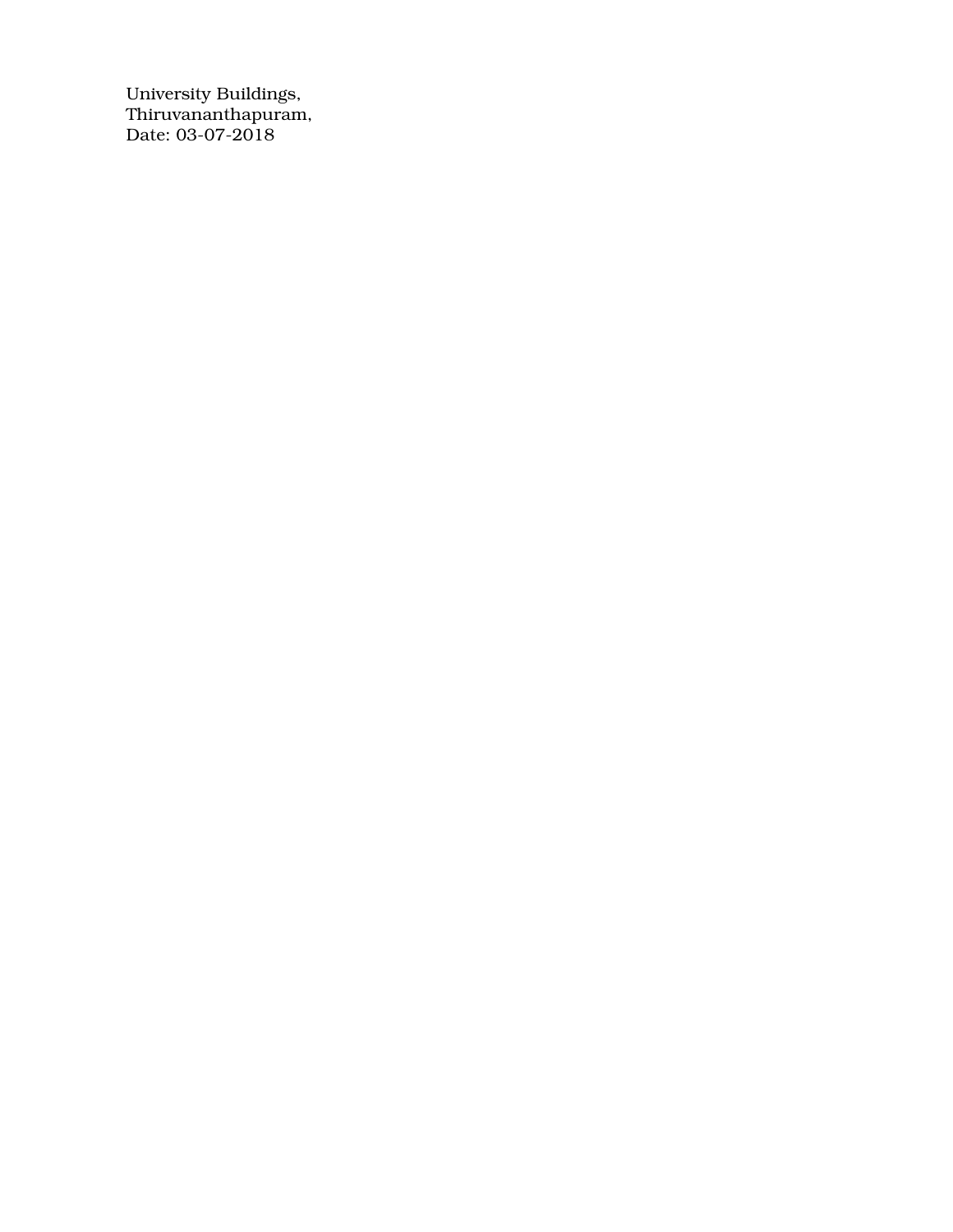University Buildings,
Thiruvananthapuram,
Date: 03-07-2018